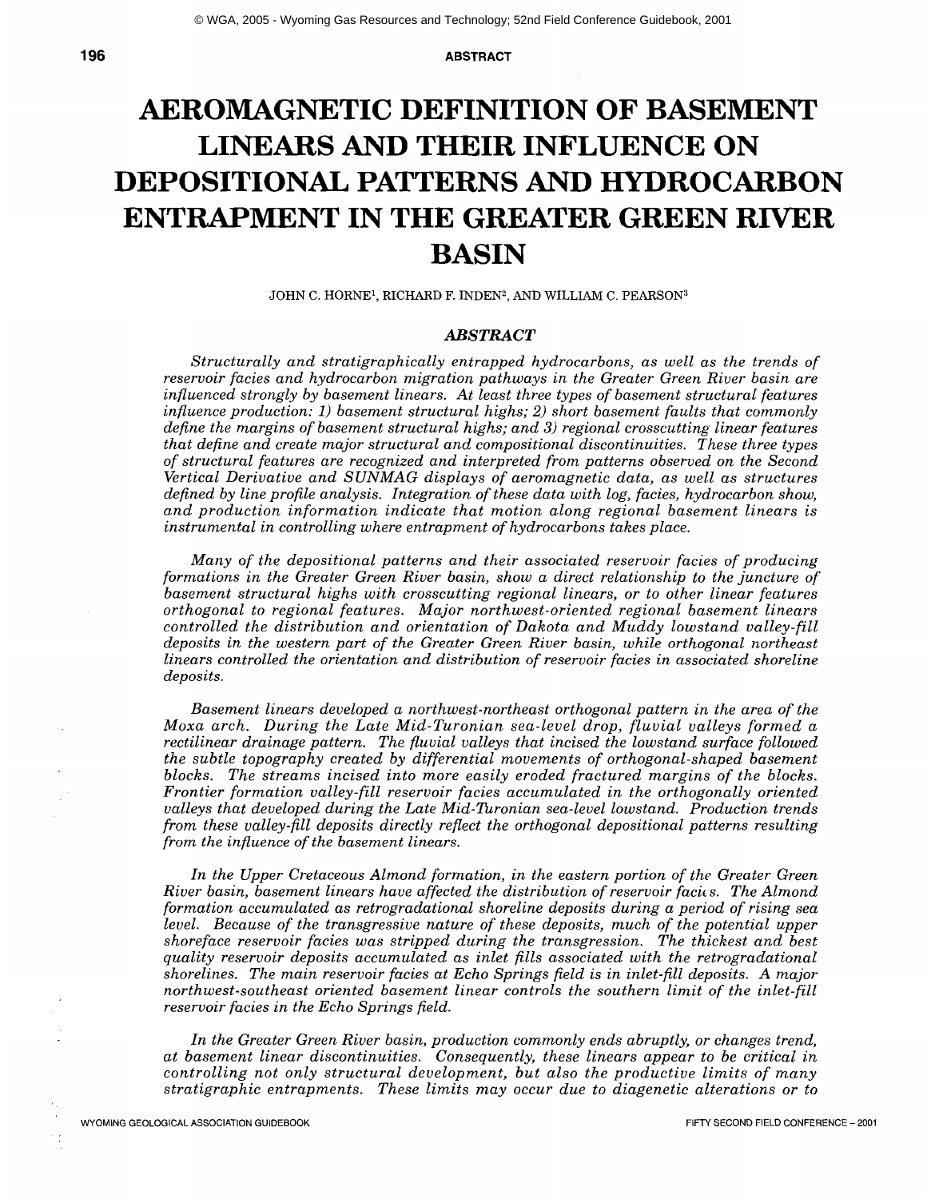# AEROMAGNETIC DEFINITION OF BASEMENT LINEARS AND THEIR INFLUENCE ON DEPOSITIONAL PATTERNS AND HYDROCARBON ENTRAPMENT IN THE GREATER GREEN RIVER BASIN

JOHN C. HORNE[1], RICHARD F. INDEN[2], AND WILLIAM C. PEARSON[3]

## *ABSTRACT*

*Structurally and stratigraphically entrapped hydrocarbons, as well as the trends of reservoir facies and hydrocarbon migration pathways in the Greater Green River basin are influenced strongly by basement linears. At least three types of basement structural features influence production: 1) basement structural highs; 2) short basement faults that commonly define the margins of basement structural highs; and 3) regional crosscutting linear features that define and create major structural and compositional discontinuities. These three types of structural features are recognized and interpreted from patterns observed on the Second Vertical Derivative and SUNMAG displays of aeromagnetic data, as well as structures defined by line profile analysis. Integration of these data with log, facies, hydrocarbon show, and production information indicate that motion along regional basement linears is instrumental in controlling where entrapment of hydrocarbons takes place.*

*Many of the depositional patterns and their associated reservoir facies of producing formations in the Greater Green River basin, show a direct relationship to the juncture of basement structural highs with crosscutting regional linears, or to other linear features orthogonal to regional features. Major northwest-oriented regional basement linears controlled the distribution and orientation of Dakota and Muddy lowstand valley-fill deposits in the western part of the Greater Green River basin, while orthogonal northeast linears controlled the orientation and distribution of reservoir facies in associated shoreline deposits.*

*Basement linears developed a northwest-northeast orthogonal pattern in the area of the Moxa arch. During the Late Mid-Turonian sea-level drop, fluvial valleys formed a rectilinear drainage pattern. The fluvial valleys that incised the lowstand surface followed the subtle topography created by differential movements of orthogonal-shaped basement blocks. The streams incised into more easily eroded fractured margins of the blocks. Frontier formation valley-fill reservoir facies accumulated in the orthogonally oriented valleys that developed during the Late Mid-Turonian sea-level lowstand. Production trends from these valley-fill deposits directly reflect the orthogonal depositional patterns resulting from the influence of the basement linears.*

*In the Upper Cretaceous Almond formation, in the eastern portion of the Greater Green River basin, basement linears have affected the distribution of reservoir facies. The Almond formation accumulated as retrogradational shoreline deposits during a period of rising sea level. Because of the transgressive nature of these deposits, much of the potential upper shoreface reservoir facies was stripped during the transgression. The thickest and best quality reservoir deposits accumulated as inlet fills associated with the retrogradational shorelines. The main reservoir facies at Echo Springs field is in inlet-fill deposits. A major northwest-southeast oriented basement linear controls the southern limit of the inlet-fill reservoir facies in the Echo Springs field.*

*In the Greater Green River basin, production commonly ends abruptly, or changes trend, at basement linear discontinuities. Consequently, these linears appear to be critical in controlling not only structural development, but also the productive limits of many stratigraphic entrapments. These limits may occur due to diagenetic alterations or to*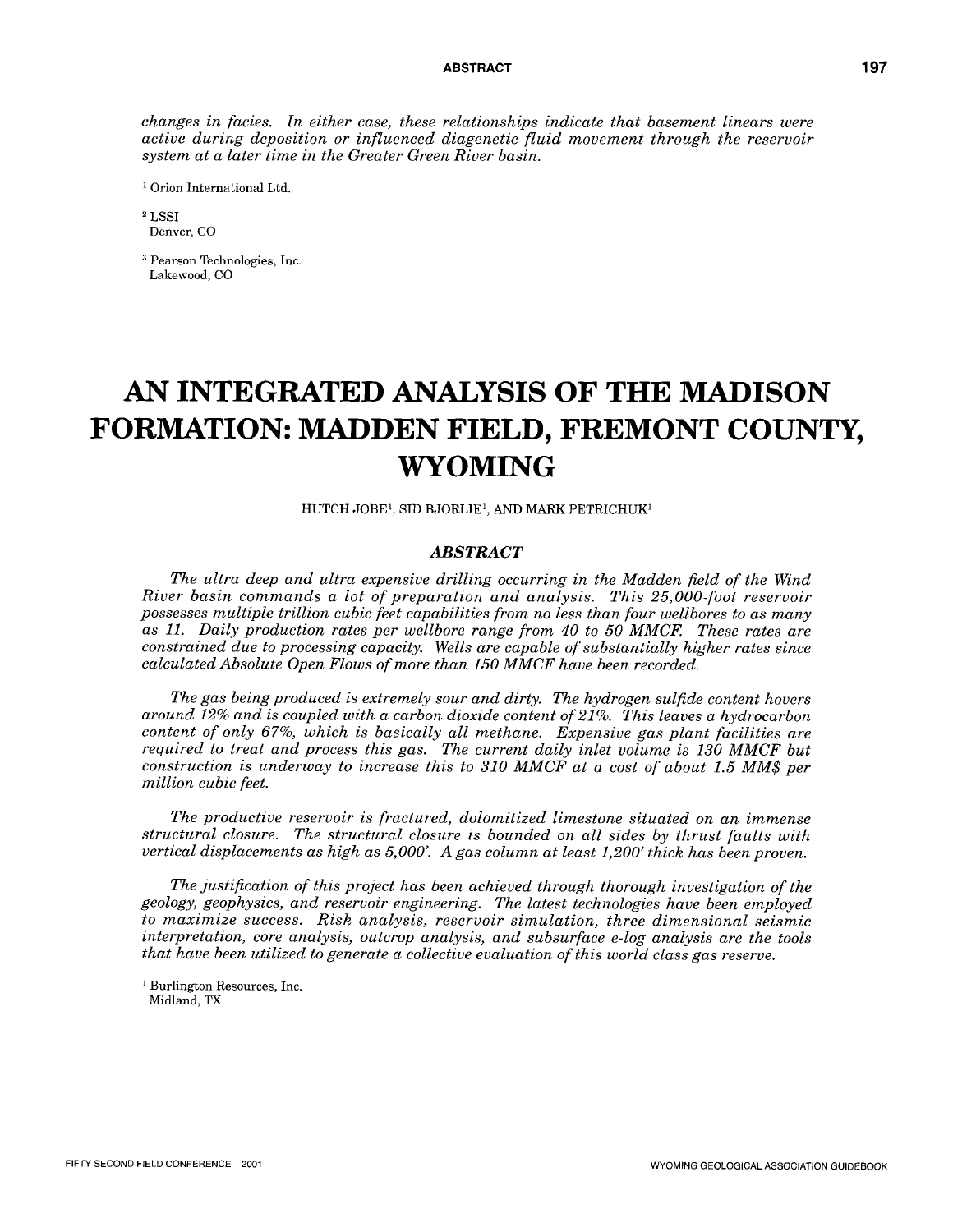*changes in facies. In either case, these relationships indicate that basement linears were active during deposition or influenced diagenetic fluid movement through the reservoir system at a later time in the Greater Green River basin.*

[1] Orion International Ltd.

[2] LSSI
Denver, CO

[3] Pearson Technologies, Inc.
Lakewood, CO

# AN INTEGRATED ANALYSIS OF THE MADISON FORMATION: MADDEN FIELD, FREMONT COUNTY, WYOMING

HUTCH JOBE[1], SID BJORLIE[1], AND MARK PETRICHUK[1]

### *ABSTRACT*

*The ultra deep and ultra expensive drilling occurring in the Madden field of the Wind River basin commands a lot of preparation and analysis. This 25,000-foot reservoir possesses multiple trillion cubic feet capabilities from no less than four wellbores to as many as 11. Daily production rates per wellbore range from 40 to 50 MMCF. These rates are constrained due to processing capacity. Wells are capable of substantially higher rates since calculated Absolute Open Flows of more than 150 MMCF have been recorded.*

*The gas being produced is extremely sour and dirty. The hydrogen sulfide content hovers around 12% and is coupled with a carbon dioxide content of 21%. This leaves a hydrocarbon content of only 67%, which is basically all methane. Expensive gas plant facilities are required to treat and process this gas. The current daily inlet volume is 130 MMCF but construction is underway to increase this to 310 MMCF at a cost of about 1.5 MM$ per million cubic feet.*

*The productive reservoir is fractured, dolomitized limestone situated on an immense structural closure. The structural closure is bounded on all sides by thrust faults with vertical displacements as high as 5,000'. A gas column at least 1,200' thick has been proven.*

*The justification of this project has been achieved through thorough investigation of the geology, geophysics, and reservoir engineering. The latest technologies have been employed to maximize success. Risk analysis, reservoir simulation, three dimensional seismic interpretation, core analysis, outcrop analysis, and subsurface e-log analysis are the tools that have been utilized to generate a collective evaluation of this world class gas reserve.*

[1] Burlington Resources, Inc.
Midland, TX